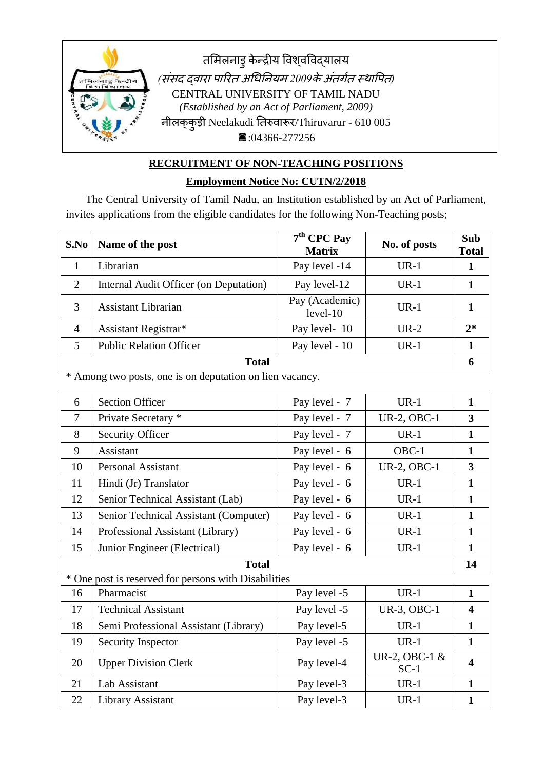तमिलनाडु केन्द्रीय विश्वविद्यालय

*(संसद द्वारा पारित अधिनियम 2009 के अंतर्गत स्थापित)*

CENTRAL UNIVERSITY OF TAMIL NADU

*(Established by an Act of Parliament, 2009)*

नीलक्कुड़ी Neelakudi तिरुवारूर/Thiruvarur - 610 005

☎:04366-277256

## RECRUITMENT OF NON-TEACHING POSITIONS

### Employment Notice No: CUTN/2/2018

The Central University of Tamil Nadu, an Institution established by an Act of Parliament, invites applications from the eligible candidates for the following Non-Teaching posts;

| S.No | Name of the post | 7th CPC Pay Matrix | No. of posts | Sub Total |
|---|---|---|---|---|
| 1 | Librarian | Pay level -14 | UR-1 | **1** |
| 2 | Internal Audit Officer (on Deputation) | Pay level-12 | UR-1 | **1** |
| 3 | Assistant Librarian | Pay (Academic) level-10 | UR-1 | **1** |
| 4 | Assistant Registrar* | Pay level- 10 | UR-2 | **2*** |
| 5 | Public Relation Officer | Pay level - 10 | UR-1 | **1** |
| **Total** | | | | **6** |

\* Among two posts, one is on deputation on lien vacancy.

| S.No | Name of the post | 7th CPC Pay Matrix | No. of posts | Sub Total |
|---|---|---|---|---|
| 6 | Section Officer | Pay level - 7 | UR-1 | **1** |
| 7 | Private Secretary * | Pay level - 7 | UR-2, OBC-1 | **3** |
| 8 | Security Officer | Pay level - 7 | UR-1 | **1** |
| 9 | Assistant | Pay level - 6 | OBC-1 | **1** |
| 10 | Personal Assistant | Pay level - 6 | UR-2, OBC-1 | **3** |
| 11 | Hindi (Jr) Translator | Pay level - 6 | UR-1 | **1** |
| 12 | Senior Technical Assistant (Lab) | Pay level - 6 | UR-1 | **1** |
| 13 | Senior Technical Assistant (Computer) | Pay level - 6 | UR-1 | **1** |
| 14 | Professional Assistant (Library) | Pay level - 6 | UR-1 | **1** |
| 15 | Junior Engineer (Electrical) | Pay level - 6 | UR-1 | **1** |
| **Total** | | | | **14** |

\* One post is reserved for persons with Disabilities

| S.No | Name of the post | 7th CPC Pay Matrix | No. of posts | Sub Total |
|---|---|---|---|---|
| 16 | Pharmacist | Pay level -5 | UR-1 | **1** |
| 17 | Technical Assistant | Pay level -5 | UR-3, OBC-1 | **4** |
| 18 | Semi Professional Assistant (Library) | Pay level-5 | UR-1 | **1** |
| 19 | Security Inspector | Pay level -5 | UR-1 | **1** |
| 20 | Upper Division Clerk | Pay level-4 | UR-2, OBC-1 & SC-1 | **4** |
| 21 | Lab Assistant | Pay level-3 | UR-1 | **1** |
| 22 | Library Assistant | Pay level-3 | UR-1 | **1** |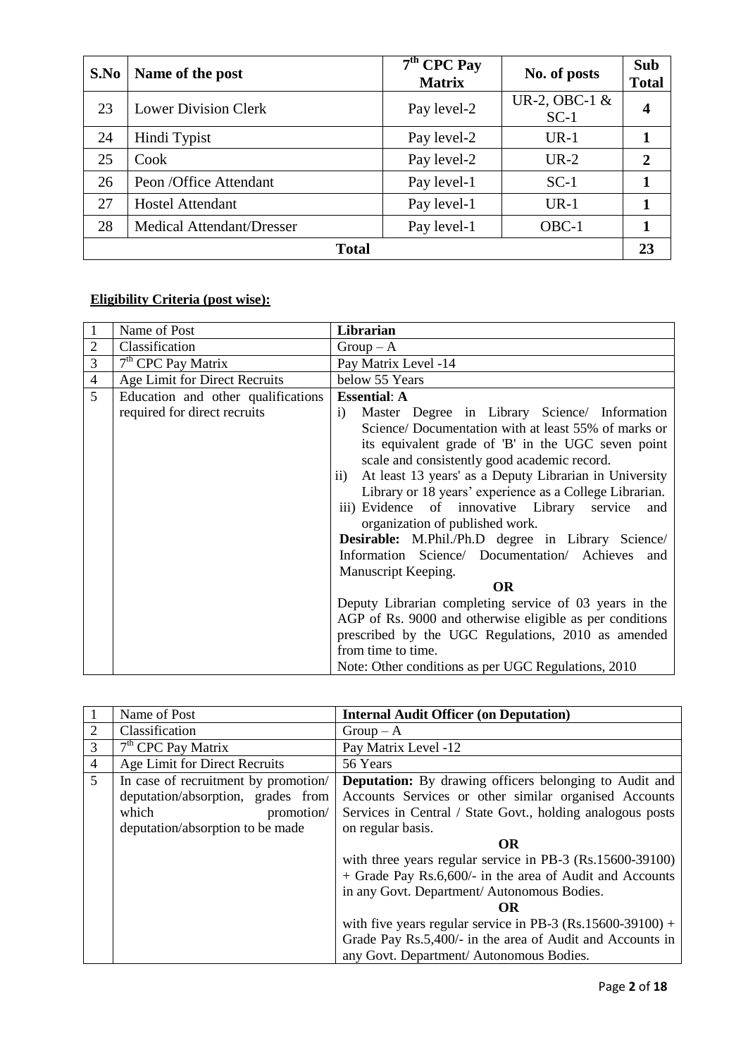| S.No | Name of the post | 7th CPC Pay Matrix | No. of posts | Sub Total |
|---|---|---|---|---|
| 23 | Lower Division Clerk | Pay level-2 | UR-2, OBC-1 & SC-1 | **4** |
| 24 | Hindi Typist | Pay level-2 | UR-1 | **1** |
| 25 | Cook | Pay level-2 | UR-2 | **2** |
| 26 | Peon /Office Attendant | Pay level-1 | SC-1 | **1** |
| 27 | Hostel Attendant | Pay level-1 | UR-1 | **1** |
| 28 | Medical Attendant/Dresser | Pay level-1 | OBC-1 | **1** |
| **Total** | | | | **23** |

**Eligibility Criteria (post wise):**

| 1 | Name of Post | **Librarian** |
|---|---|---|
| 2 | Classification | Group – A |
| 3 | 7th CPC Pay Matrix | Pay Matrix Level -14 |
| 4 | Age Limit for Direct Recruits | below 55 Years |
| 5 | Education and other qualifications required for direct recruits | **Essential**: **A**<br>i) Master Degree in Library Science/ Information Science/ Documentation with at least 55% of marks or its equivalent grade of 'B' in the UGC seven point scale and consistently good academic record.<br>ii) At least 13 years' as a Deputy Librarian in University Library or 18 years' experience as a College Librarian.<br>iii) Evidence of innovative Library service and organization of published work.<br>**Desirable:** M.Phil./Ph.D degree in Library Science/ Information Science/ Documentation/ Achieves and Manuscript Keeping.<br>**OR**<br>Deputy Librarian completing service of 03 years in the AGP of Rs. 9000 and otherwise eligible as per conditions prescribed by the UGC Regulations, 2010 as amended from time to time.<br>Note: Other conditions as per UGC Regulations, 2010 |

| 1 | Name of Post | **Internal Audit Officer (on Deputation)** |
|---|---|---|
| 2 | Classification | Group – A |
| 3 | 7th CPC Pay Matrix | Pay Matrix Level -12 |
| 4 | Age Limit for Direct Recruits | 56 Years |
| 5 | In case of recruitment by promotion/ deputation/absorption, grades from which promotion/ deputation/absorption to be made | **Deputation:** By drawing officers belonging to Audit and Accounts Services or other similar organised Accounts Services in Central / State Govt., holding analogous posts on regular basis.<br>**OR**<br>with three years regular service in PB-3 (Rs.15600-39100) + Grade Pay Rs.6,600/- in the area of Audit and Accounts in any Govt. Department/ Autonomous Bodies.<br>**OR**<br>with five years regular service in PB-3 (Rs.15600-39100) + Grade Pay Rs.5,400/- in the area of Audit and Accounts in any Govt. Department/ Autonomous Bodies. |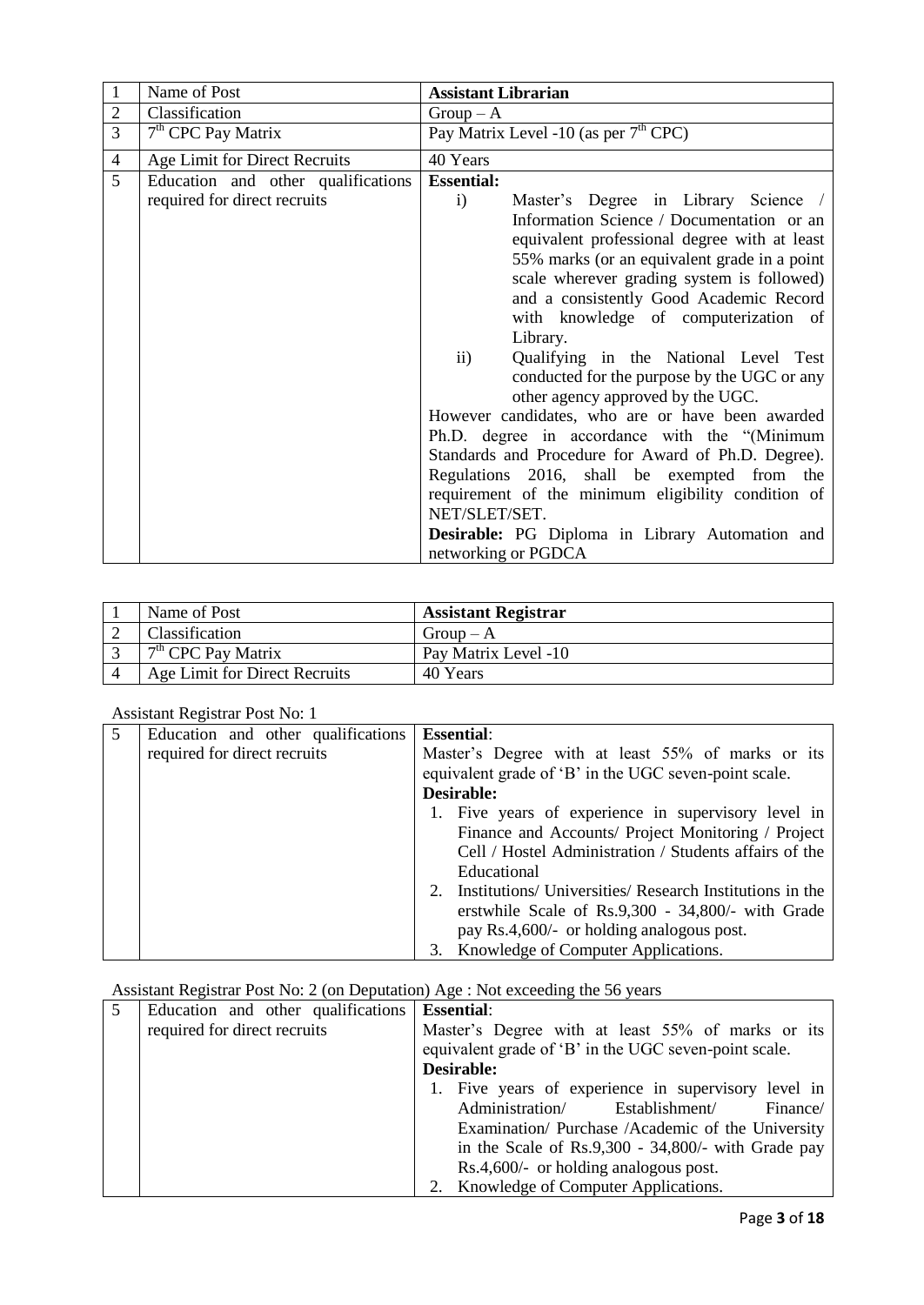| 1 | Name of Post | **Assistant Librarian** |
|---|---|---|
| 2 | Classification | Group – A |
| 3 | 7th CPC Pay Matrix | Pay Matrix Level -10 (as per 7th CPC) |
| 4 | Age Limit for Direct Recruits | 40 Years |
| 5 | Education and other qualifications required for direct recruits | **Essential:**<br>i) Master's Degree in Library Science / Information Science / Documentation or an equivalent professional degree with at least 55% marks (or an equivalent grade in a point scale wherever grading system is followed) and a consistently Good Academic Record with knowledge of computerization of Library.<br>ii) Qualifying in the National Level Test conducted for the purpose by the UGC or any other agency approved by the UGC.<br>However candidates, who are or have been awarded Ph.D. degree in accordance with the "(Minimum Standards and Procedure for Award of Ph.D. Degree). Regulations 2016, shall be exempted from the requirement of the minimum eligibility condition of NET/SLET/SET.<br>**Desirable:** PG Diploma in Library Automation and networking or PGDCA |

| 1 | Name of Post | **Assistant Registrar** |
|---|---|---|
| 2 | Classification | Group – A |
| 3 | 7th CPC Pay Matrix | Pay Matrix Level -10 |
| 4 | Age Limit for Direct Recruits | 40 Years |

Assistant Registrar Post No: 1

| 5 | Education and other qualifications required for direct recruits | **Essential**:<br>Master's Degree with at least 55% of marks or its equivalent grade of 'B' in the UGC seven-point scale.<br>**Desirable:**<br>1. Five years of experience in supervisory level in Finance and Accounts/ Project Monitoring / Project Cell / Hostel Administration / Students affairs of the Educational<br>2. Institutions/ Universities/ Research Institutions in the erstwhile Scale of Rs.9,300 - 34,800/- with Grade pay Rs.4,600/- or holding analogous post.<br>3. Knowledge of Computer Applications. |
|---|---|---|

Assistant Registrar Post No: 2 (on Deputation) Age : Not exceeding the 56 years

| 5 | Education and other qualifications required for direct recruits | **Essential**:<br>Master's Degree with at least 55% of marks or its equivalent grade of 'B' in the UGC seven-point scale.<br>**Desirable:**<br>1. Five years of experience in supervisory level in Administration/ Establishment/ Finance/ Examination/ Purchase /Academic of the University in the Scale of Rs.9,300 - 34,800/- with Grade pay Rs.4,600/- or holding analogous post.<br>2. Knowledge of Computer Applications. |
|---|---|---|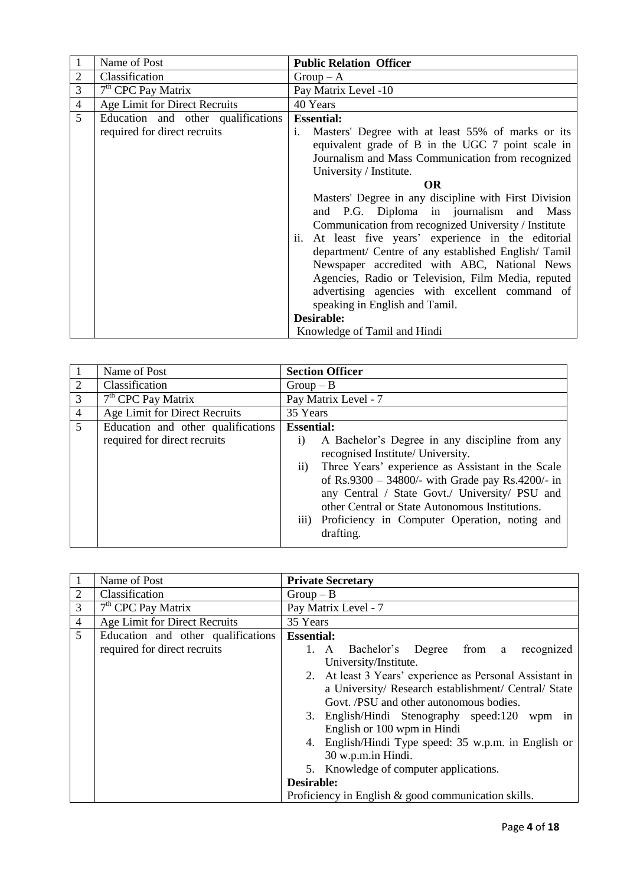| 1 | Name of Post | **Public Relation Officer** |
|---|---|---|
| 2 | Classification | Group – A |
| 3 | 7th CPC Pay Matrix | Pay Matrix Level -10 |
| 4 | Age Limit for Direct Recruits | 40 Years |
| 5 | Education and other qualifications required for direct recruits | **Essential:**<br>i. Masters' Degree with at least 55% of marks or its equivalent grade of B in the UGC 7 point scale in Journalism and Mass Communication from recognized University / Institute.<br>**OR**<br>Masters' Degree in any discipline with First Division and P.G. Diploma in journalism and Mass Communication from recognized University / Institute<br>ii. At least five years' experience in the editorial department/ Centre of any established English/ Tamil Newspaper accredited with ABC, National News Agencies, Radio or Television, Film Media, reputed advertising agencies with excellent command of speaking in English and Tamil.<br>**Desirable:**<br>Knowledge of Tamil and Hindi |

| 1 | Name of Post | **Section Officer** |
|---|---|---|
| 2 | Classification | Group – B |
| 3 | 7th CPC Pay Matrix | Pay Matrix Level - 7 |
| 4 | Age Limit for Direct Recruits | 35 Years |
| 5 | Education and other qualifications required for direct recruits | **Essential:**<br>i) A Bachelor's Degree in any discipline from any recognised Institute/ University.<br>ii) Three Years' experience as Assistant in the Scale of Rs.9300 – 34800/- with Grade pay Rs.4200/- in any Central / State Govt./ University/ PSU and other Central or State Autonomous Institutions.<br>iii) Proficiency in Computer Operation, noting and drafting. |

| 1 | Name of Post | **Private Secretary** |
|---|---|---|
| 2 | Classification | Group – B |
| 3 | 7th CPC Pay Matrix | Pay Matrix Level - 7 |
| 4 | Age Limit for Direct Recruits | 35 Years |
| 5 | Education and other qualifications required for direct recruits | **Essential:**<br>1. A Bachelor's Degree from a recognized University/Institute.<br>2. At least 3 Years' experience as Personal Assistant in a University/ Research establishment/ Central/ State Govt. /PSU and other autonomous bodies.<br>3. English/Hindi Stenography speed:120 wpm in English or 100 wpm in Hindi<br>4. English/Hindi Type speed: 35 w.p.m. in English or 30 w.p.m.in Hindi.<br>5. Knowledge of computer applications.<br>**Desirable:**<br>Proficiency in English & good communication skills. |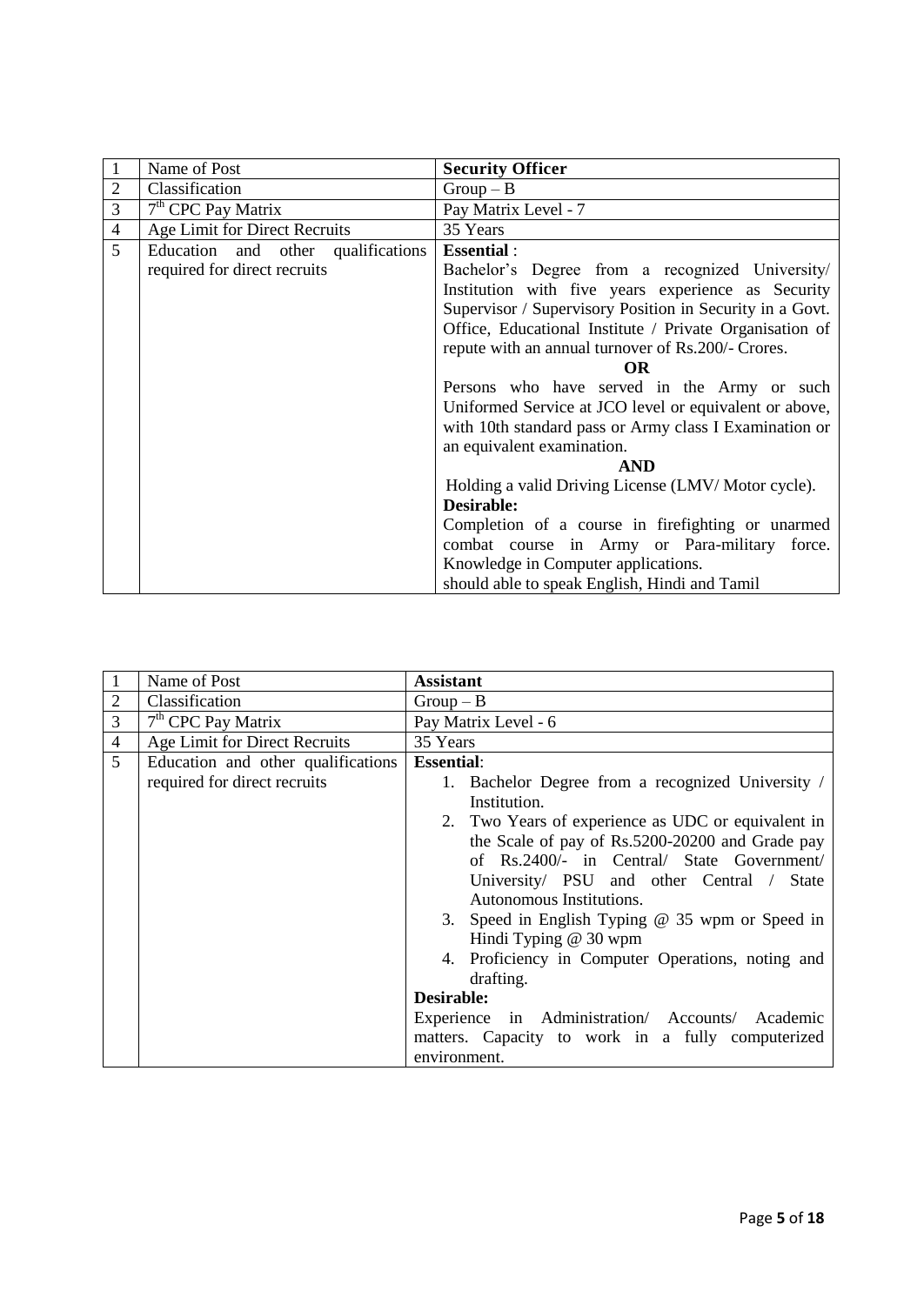| 1 | Name of Post | **Security Officer** |
|---|---|---|
| 2 | Classification | Group – B |
| 3 | 7th CPC Pay Matrix | Pay Matrix Level - 7 |
| 4 | Age Limit for Direct Recruits | 35 Years |
| 5 | Education and other qualifications required for direct recruits | **Essential** :<br>Bachelor's Degree from a recognized University/ Institution with five years experience as Security Supervisor / Supervisory Position in Security in a Govt. Office, Educational Institute / Private Organisation of repute with an annual turnover of Rs.200/- Crores.<br>**OR**<br>Persons who have served in the Army or such Uniformed Service at JCO level or equivalent or above, with 10th standard pass or Army class I Examination or an equivalent examination.<br>**AND**<br>Holding a valid Driving License (LMV/ Motor cycle).<br>**Desirable:**<br>Completion of a course in firefighting or unarmed combat course in Army or Para-military force. Knowledge in Computer applications.<br>should able to speak English, Hindi and Tamil |

| 1 | Name of Post | **Assistant** |
|---|---|---|
| 2 | Classification | Group – B |
| 3 | 7th CPC Pay Matrix | Pay Matrix Level - 6 |
| 4 | Age Limit for Direct Recruits | 35 Years |
| 5 | Education and other qualifications required for direct recruits | **Essential**:<br>1. Bachelor Degree from a recognized University / Institution.<br>2. Two Years of experience as UDC or equivalent in the Scale of pay of Rs.5200-20200 and Grade pay of Rs.2400/- in Central/ State Government/ University/ PSU and other Central / State Autonomous Institutions.<br>3. Speed in English Typing @ 35 wpm or Speed in Hindi Typing @ 30 wpm<br>4. Proficiency in Computer Operations, noting and drafting.<br>**Desirable:**<br>Experience in Administration/ Accounts/ Academic matters. Capacity to work in a fully computerized environment. |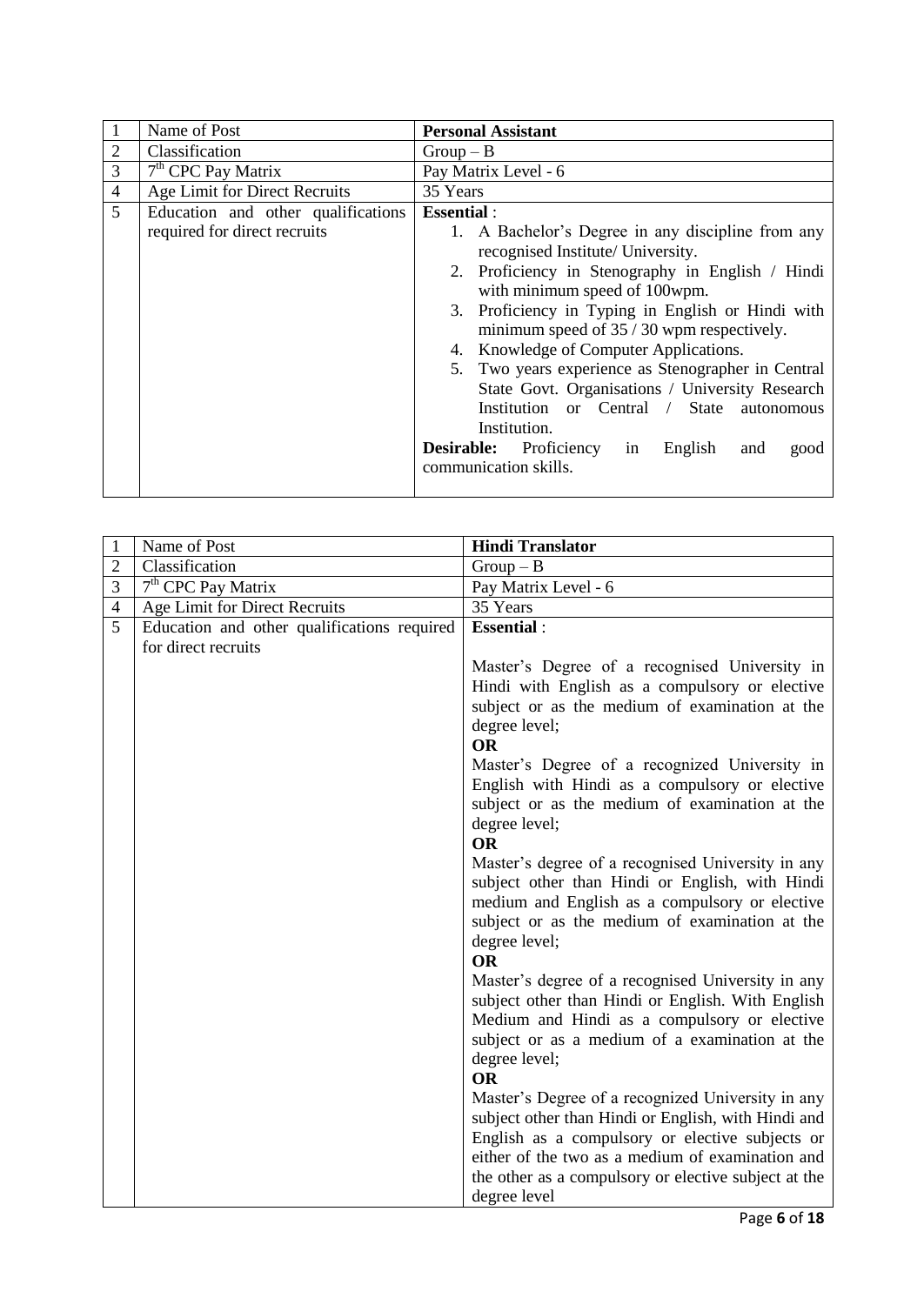| 1 | Name of Post | **Personal Assistant** |
|---|---|---|
| 2 | Classification | Group – B |
| 3 | 7th CPC Pay Matrix | Pay Matrix Level - 6 |
| 4 | Age Limit for Direct Recruits | 35 Years |
| 5 | Education and other qualifications required for direct recruits | **Essential** :<br>1. A Bachelor's Degree in any discipline from any recognised Institute/ University.<br>2. Proficiency in Stenography in English / Hindi with minimum speed of 100wpm.<br>3. Proficiency in Typing in English or Hindi with minimum speed of 35 / 30 wpm respectively.<br>4. Knowledge of Computer Applications.<br>5. Two years experience as Stenographer in Central State Govt. Organisations / University Research Institution or Central / State autonomous Institution.<br>**Desirable:** Proficiency in English and good communication skills. |

| 1 | Name of Post | **Hindi Translator** |
|---|---|---|
| 2 | Classification | Group – B |
| 3 | 7th CPC Pay Matrix | Pay Matrix Level - 6 |
| 4 | Age Limit for Direct Recruits | 35 Years |
| 5 | Education and other qualifications required for direct recruits | **Essential** :<br>Master's Degree of a recognised University in Hindi with English as a compulsory or elective subject or as the medium of examination at the degree level;<br>**OR**<br>Master's Degree of a recognized University in English with Hindi as a compulsory or elective subject or as the medium of examination at the degree level;<br>**OR**<br>Master's degree of a recognised University in any subject other than Hindi or English, with Hindi medium and English as a compulsory or elective subject or as the medium of examination at the degree level;<br>**OR**<br>Master's degree of a recognised University in any subject other than Hindi or English. With English Medium and Hindi as a compulsory or elective subject or as a medium of a examination at the degree level;<br>**OR**<br>Master's Degree of a recognized University in any subject other than Hindi or English, with Hindi and English as a compulsory or elective subjects or either of the two as a medium of examination and the other as a compulsory or elective subject at the degree level |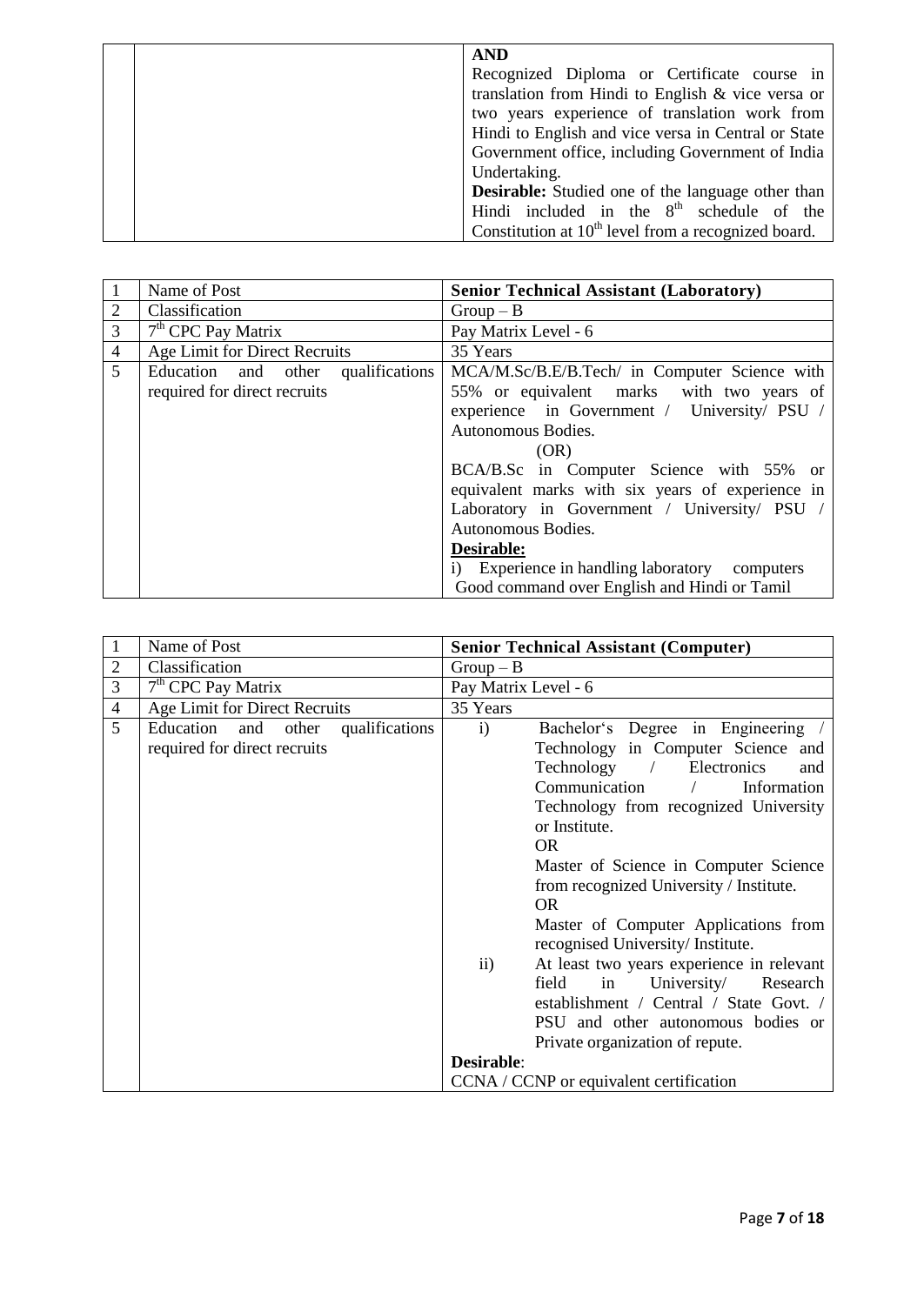|  |  | **AND**<br>Recognized Diploma or Certificate course in translation from Hindi to English & vice versa or two years experience of translation work from Hindi to English and vice versa in Central or State Government office, including Government of India Undertaking.<br>**Desirable:** Studied one of the language other than Hindi included in the 8th schedule of the Constitution at 10th level from a recognized board. |
|---|---|---|

| 1 | Name of Post | **Senior Technical Assistant (Laboratory)** |
|---|---|---|
| 2 | Classification | Group – B |
| 3 | 7th CPC Pay Matrix | Pay Matrix Level - 6 |
| 4 | Age Limit for Direct Recruits | 35 Years |
| 5 | Education and other qualifications required for direct recruits | MCA/M.Sc/B.E/B.Tech/ in Computer Science with 55% or equivalent marks with two years of experience in Government / University/ PSU / Autonomous Bodies.<br>(OR)<br>BCA/B.Sc in Computer Science with 55% or equivalent marks with six years of experience in Laboratory in Government / University/ PSU / Autonomous Bodies.<br>**Desirable:**<br>i) Experience in handling laboratory computers<br>Good command over English and Hindi or Tamil |

| 1 | Name of Post | **Senior Technical Assistant (Computer)** |
|---|---|---|
| 2 | Classification | Group – B |
| 3 | 7th CPC Pay Matrix | Pay Matrix Level - 6 |
| 4 | Age Limit for Direct Recruits | 35 Years |
| 5 | Education and other qualifications required for direct recruits | i) Bachelor's Degree in Engineering / Technology in Computer Science and Technology / Electronics and Communication / Information Technology from recognized University or Institute.<br>OR<br>Master of Science in Computer Science from recognized University / Institute.<br>OR<br>Master of Computer Applications from recognised University/ Institute.<br>ii) At least two years experience in relevant field in University/ Research establishment / Central / State Govt. / PSU and other autonomous bodies or Private organization of repute.<br>**Desirable**:<br>CCNA / CCNP or equivalent certification |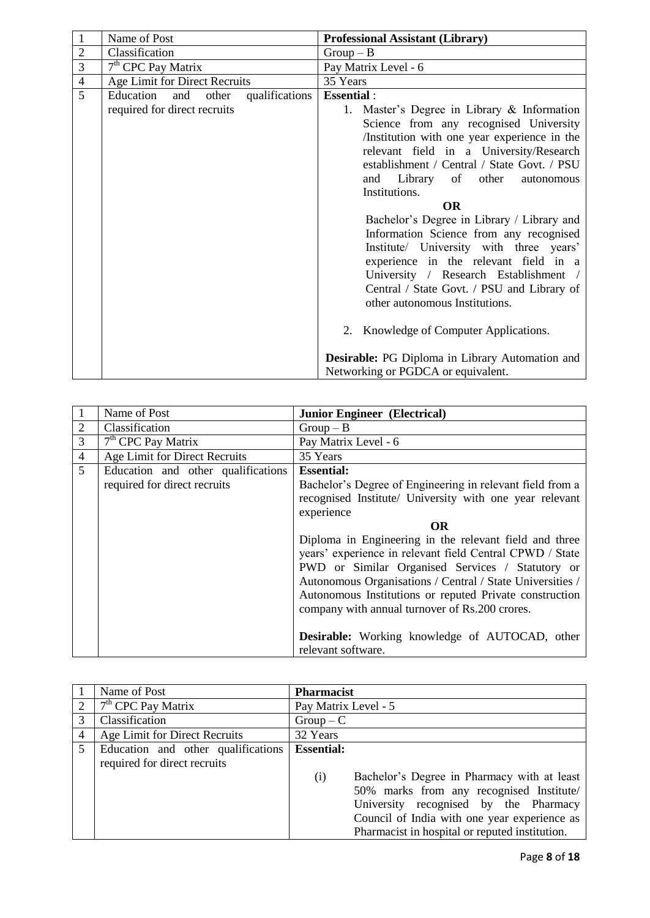| 1 | Name of Post | **Professional Assistant (Library)** |
|---|---|---|
| 2 | Classification | Group – B |
| 3 | 7th CPC Pay Matrix | Pay Matrix Level - 6 |
| 4 | Age Limit for Direct Recruits | 35 Years |
| 5 | Education and other qualifications required for direct recruits | **Essential** :<br>1. Master's Degree in Library & Information Science from any recognised University /Institution with one year experience in the relevant field in a University/Research establishment / Central / State Govt. / PSU and Library of other autonomous Institutions.<br>**OR**<br>Bachelor's Degree in Library / Library and Information Science from any recognised Institute/ University with three years' experience in the relevant field in a University / Research Establishment / Central / State Govt. / PSU and Library of other autonomous Institutions.<br>2. Knowledge of Computer Applications.<br>**Desirable:** PG Diploma in Library Automation and Networking or PGDCA or equivalent. |

| 1 | Name of Post | **Junior Engineer (Electrical)** |
|---|---|---|
| 2 | Classification | Group – B |
| 3 | 7th CPC Pay Matrix | Pay Matrix Level - 6 |
| 4 | Age Limit for Direct Recruits | 35 Years |
| 5 | Education and other qualifications required for direct recruits | **Essential:**<br>Bachelor's Degree of Engineering in relevant field from a recognised Institute/ University with one year relevant experience<br>**OR**<br>Diploma in Engineering in the relevant field and three years' experience in relevant field Central CPWD / State PWD or Similar Organised Services / Statutory or Autonomous Organisations / Central / State Universities / Autonomous Institutions or reputed Private construction company with annual turnover of Rs.200 crores.<br>**Desirable:** Working knowledge of AUTOCAD, other relevant software. |

| 1 | Name of Post | **Pharmacist** |
|---|---|---|
| 2 | 7th CPC Pay Matrix | Pay Matrix Level - 5 |
| 3 | Classification | Group – C |
| 4 | Age Limit for Direct Recruits | 32 Years |
| 5 | Education and other qualifications required for direct recruits | **Essential:**<br>(i) Bachelor's Degree in Pharmacy with at least 50% marks from any recognised Institute/ University recognised by the Pharmacy Council of India with one year experience as Pharmacist in hospital or reputed institution. |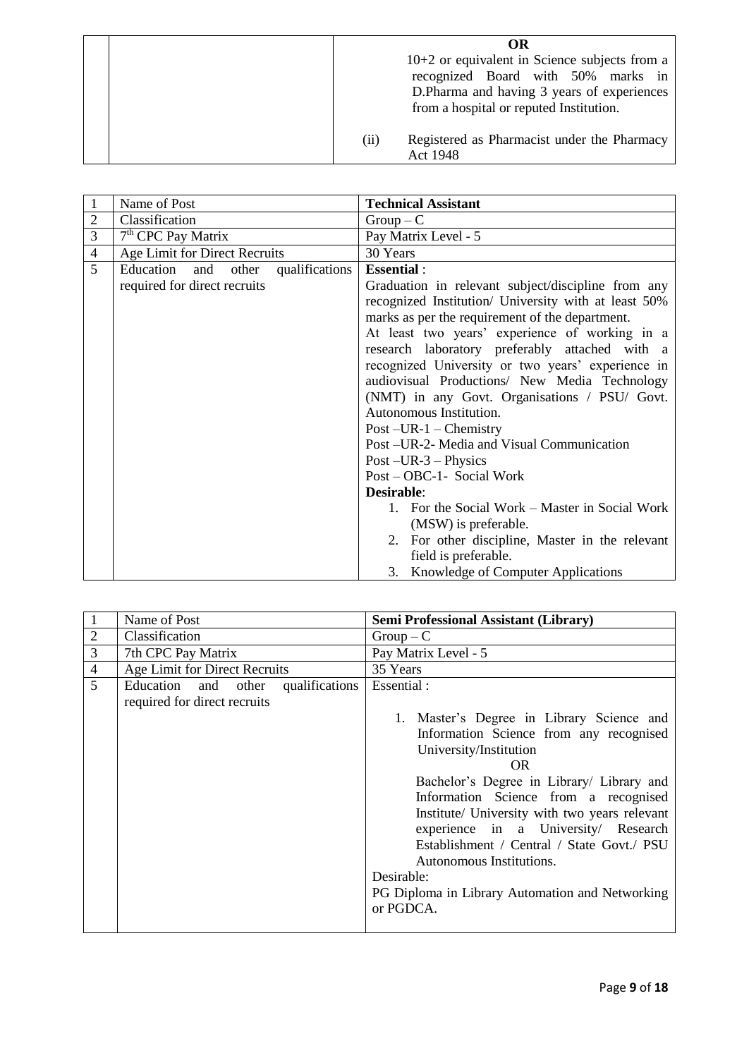| | | **OR**<br>10+2 or equivalent in Science subjects from a recognized Board with 50% marks in D.Pharma and having 3 years of experiences from a hospital or reputed Institution.<br>(ii) Registered as Pharmacist under the Pharmacy Act 1948 |
|---|---|---|

| 1 | Name of Post | **Technical Assistant** |
|---|---|---|
| 2 | Classification | Group – C |
| 3 | 7th CPC Pay Matrix | Pay Matrix Level - 5 |
| 4 | Age Limit for Direct Recruits | 30 Years |
| 5 | Education and other qualifications required for direct recruits | **Essential** :<br>Graduation in relevant subject/discipline from any recognized Institution/ University with at least 50% marks as per the requirement of the department.<br>At least two years' experience of working in a research laboratory preferably attached with a recognized University or two years' experience in audiovisual Productions/ New Media Technology (NMT) in any Govt. Organisations / PSU/ Govt. Autonomous Institution.<br>Post –UR-1 – Chemistry<br>Post –UR-2- Media and Visual Communication<br>Post –UR-3 – Physics<br>Post – OBC-1- Social Work<br>**Desirable**:<br>1. For the Social Work – Master in Social Work (MSW) is preferable.<br>2. For other discipline, Master in the relevant field is preferable.<br>3. Knowledge of Computer Applications |

| 1 | Name of Post | **Semi Professional Assistant (Library)** |
|---|---|---|
| 2 | Classification | Group – C |
| 3 | 7th CPC Pay Matrix | Pay Matrix Level - 5 |
| 4 | Age Limit for Direct Recruits | 35 Years |
| 5 | Education and other qualifications required for direct recruits | Essential :<br>1. Master's Degree in Library Science and Information Science from any recognised University/Institution<br>OR<br>Bachelor's Degree in Library/ Library and Information Science from a recognised Institute/ University with two years relevant experience in a University/ Research Establishment / Central / State Govt./ PSU Autonomous Institutions.<br>Desirable:<br>PG Diploma in Library Automation and Networking or PGDCA. |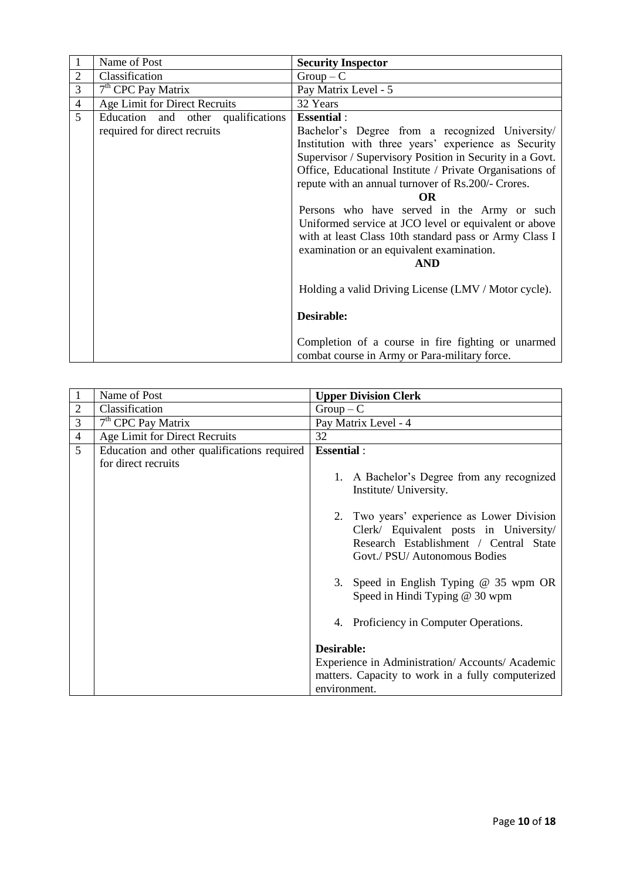| 1 | Name of Post | **Security Inspector** |
|---|---|---|
| 2 | Classification | Group – C |
| 3 | 7th CPC Pay Matrix | Pay Matrix Level - 5 |
| 4 | Age Limit for Direct Recruits | 32 Years |
| 5 | Education and other qualifications required for direct recruits | **Essential** :<br>Bachelor's Degree from a recognized University/ Institution with three years' experience as Security Supervisor / Supervisory Position in Security in a Govt. Office, Educational Institute / Private Organisations of repute with an annual turnover of Rs.200/- Crores.<br>**OR**<br>Persons who have served in the Army or such Uniformed service at JCO level or equivalent or above with at least Class 10th standard pass or Army Class I examination or an equivalent examination.<br>**AND**<br>Holding a valid Driving License (LMV / Motor cycle).<br>**Desirable:**<br>Completion of a course in fire fighting or unarmed combat course in Army or Para-military force. |

| 1 | Name of Post | **Upper Division Clerk** |
|---|---|---|
| 2 | Classification | Group – C |
| 3 | 7th CPC Pay Matrix | Pay Matrix Level - 4 |
| 4 | Age Limit for Direct Recruits | 32 |
| 5 | Education and other qualifications required for direct recruits | **Essential** :<br>1. A Bachelor's Degree from any recognized Institute/ University.<br>2. Two years' experience as Lower Division Clerk/ Equivalent posts in University/ Research Establishment / Central State Govt./ PSU/ Autonomous Bodies<br>3. Speed in English Typing @ 35 wpm OR Speed in Hindi Typing @ 30 wpm<br>4. Proficiency in Computer Operations.<br>**Desirable:**<br>Experience in Administration/ Accounts/ Academic matters. Capacity to work in a fully computerized environment. |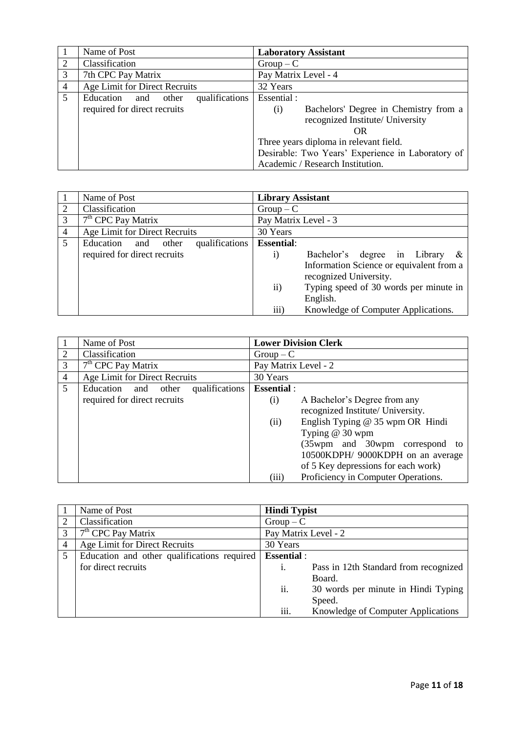| 1 | Name of Post | **Laboratory Assistant** |
|---|---|---|
| 2 | Classification | Group – C |
| 3 | 7th CPC Pay Matrix | Pay Matrix Level - 4 |
| 4 | Age Limit for Direct Recruits | 32 Years |
| 5 | Education and other qualifications required for direct recruits | Essential :<br>(i) Bachelors' Degree in Chemistry from a recognized Institute/ University<br>OR<br>Three years diploma in relevant field.<br>Desirable: Two Years' Experience in Laboratory of Academic / Research Institution. |

| 1 | Name of Post | **Library Assistant** |
|---|---|---|
| 2 | Classification | Group – C |
| 3 | 7th CPC Pay Matrix | Pay Matrix Level - 3 |
| 4 | Age Limit for Direct Recruits | 30 Years |
| 5 | Education and other qualifications required for direct recruits | **Essential**:<br>i) Bachelor's degree in Library & Information Science or equivalent from a recognized University.<br>ii) Typing speed of 30 words per minute in English.<br>iii) Knowledge of Computer Applications. |

| 1 | Name of Post | **Lower Division Clerk** |
|---|---|---|
| 2 | Classification | Group – C |
| 3 | 7th CPC Pay Matrix | Pay Matrix Level - 2 |
| 4 | Age Limit for Direct Recruits | 30 Years |
| 5 | Education and other qualifications required for direct recruits | **Essential** :<br>(i) A Bachelor's Degree from any recognized Institute/ University.<br>(ii) English Typing @ 35 wpm OR Hindi Typing @ 30 wpm<br>(35wpm and 30wpm correspond to 10500KDPH/ 9000KDPH on an average of 5 Key depressions for each work)<br>(iii) Proficiency in Computer Operations. |

| 1 | Name of Post | **Hindi Typist** |
|---|---|---|
| 2 | Classification | Group – C |
| 3 | 7th CPC Pay Matrix | Pay Matrix Level - 2 |
| 4 | Age Limit for Direct Recruits | 30 Years |
| 5 | Education and other qualifications required for direct recruits | **Essential** :<br>i. Pass in 12th Standard from recognized Board.<br>ii. 30 words per minute in Hindi Typing Speed.<br>iii. Knowledge of Computer Applications |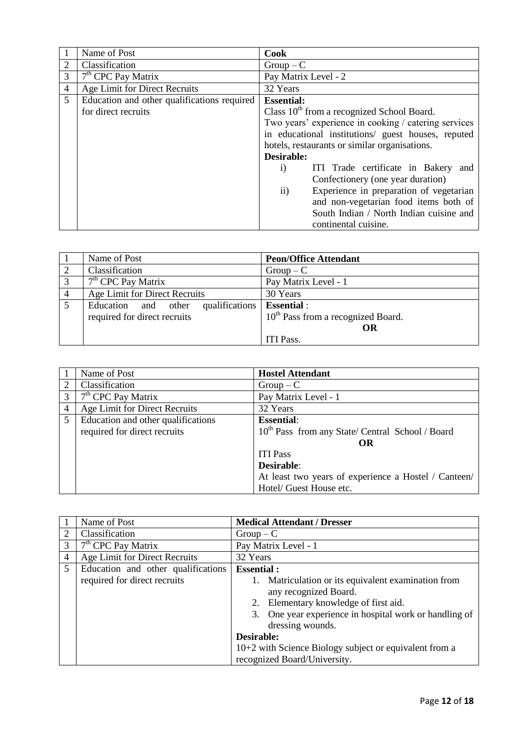| 1 | Name of Post | **Cook** |
|---|---|---|
| 2 | Classification | Group – C |
| 3 | 7th CPC Pay Matrix | Pay Matrix Level - 2 |
| 4 | Age Limit for Direct Recruits | 32 Years |
| 5 | Education and other qualifications required for direct recruits | **Essential:**<br>Class 10th from a recognized School Board.<br>Two years' experience in cooking / catering services in educational institutions/ guest houses, reputed hotels, restaurants or similar organisations.<br>**Desirable:**<br>i) ITI Trade certificate in Bakery and Confectionery (one year duration)<br>ii) Experience in preparation of vegetarian and non-vegetarian food items both of South Indian / North Indian cuisine and continental cuisine. |

| 1 | Name of Post | **Peon/Office Attendant** |
|---|---|---|
| 2 | Classification | Group – C |
| 3 | 7th CPC Pay Matrix | Pay Matrix Level - 1 |
| 4 | Age Limit for Direct Recruits | 30 Years |
| 5 | Education and other qualifications required for direct recruits | **Essential** :<br>10th Pass from a recognized Board.<br>**OR**<br>ITI Pass. |

| 1 | Name of Post | **Hostel Attendant** |
|---|---|---|
| 2 | Classification | Group – C |
| 3 | 7th CPC Pay Matrix | Pay Matrix Level - 1 |
| 4 | Age Limit for Direct Recruits | 32 Years |
| 5 | Education and other qualifications required for direct recruits | **Essential**:<br>10th Pass from any State/ Central School / Board<br>**OR**<br>ITI Pass<br>**Desirable**:<br>At least two years of experience a Hostel / Canteen/ Hotel/ Guest House etc. |

| 1 | Name of Post | **Medical Attendant / Dresser** |
|---|---|---|
| 2 | Classification | Group – C |
| 3 | 7th CPC Pay Matrix | Pay Matrix Level - 1 |
| 4 | Age Limit for Direct Recruits | 32 Years |
| 5 | Education and other qualifications required for direct recruits | **Essential :**<br>1. Matriculation or its equivalent examination from any recognized Board.<br>2. Elementary knowledge of first aid.<br>3. One year experience in hospital work or handling of dressing wounds.<br>**Desirable:**<br>10+2 with Science Biology subject or equivalent from a recognized Board/University. |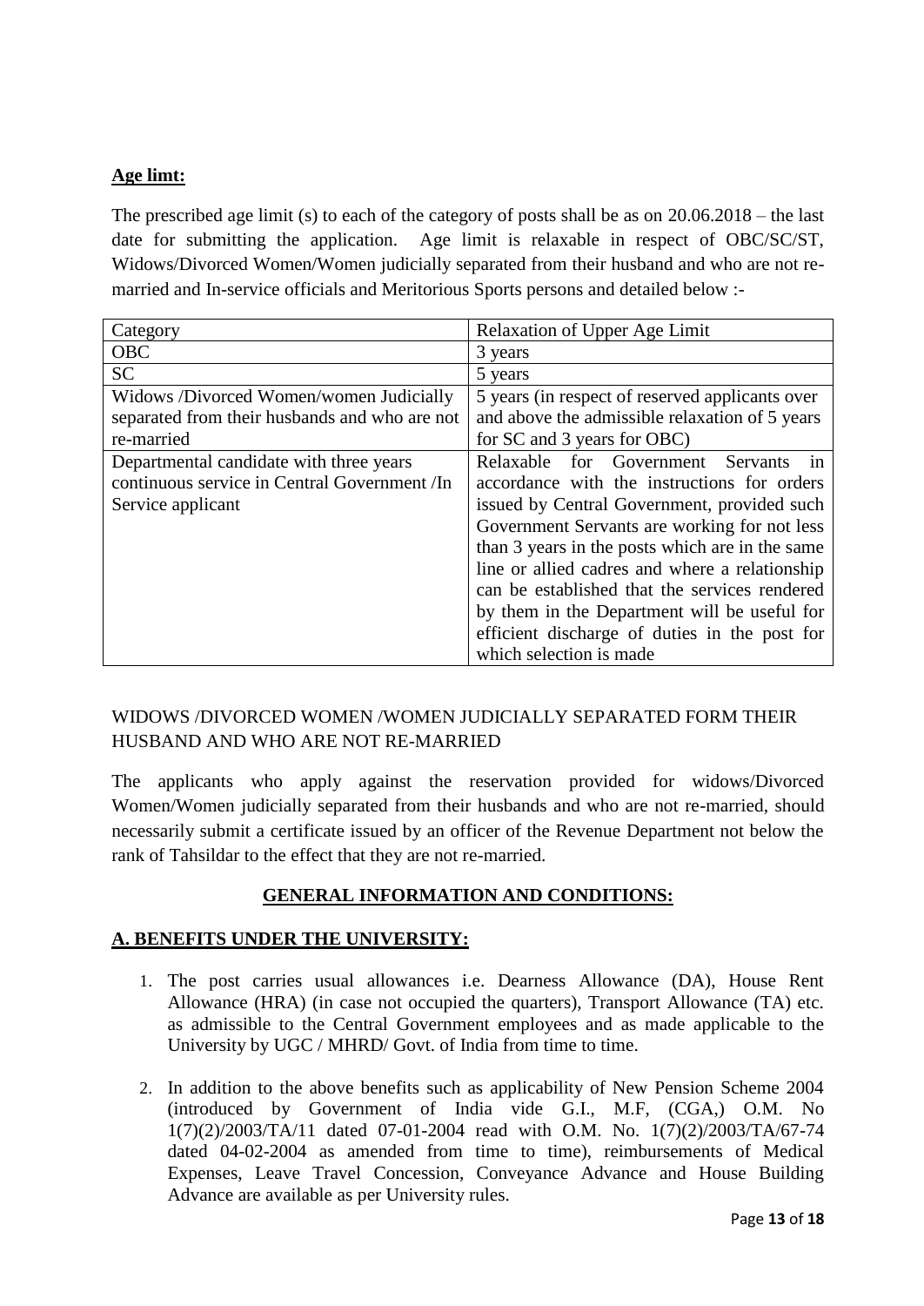**Age limt:**

The prescribed age limit (s) to each of the category of posts shall be as on 20.06.2018 – the last date for submitting the application. Age limit is relaxable in respect of OBC/SC/ST, Widows/Divorced Women/Women judicially separated from their husband and who are not re-married and In-service officials and Meritorious Sports persons and detailed below :-

| Category | Relaxation of Upper Age Limit |
| --- | --- |
| OBC | 3 years |
| SC | 5 years |
| Widows /Divorced Women/women Judicially separated from their husbands and who are not re-married | 5 years (in respect of reserved applicants over and above the admissible relaxation of 5 years for SC and 3 years for OBC) |
| Departmental candidate with three years continuous service in Central Government /In Service applicant | Relaxable for Government Servants in accordance with the instructions for orders issued by Central Government, provided such Government Servants are working for not less than 3 years in the posts which are in the same line or allied cadres and where a relationship can be established that the services rendered by them in the Department will be useful for efficient discharge of duties in the post for which selection is made |

WIDOWS /DIVORCED WOMEN /WOMEN JUDICIALLY SEPARATED FORM THEIR HUSBAND AND WHO ARE NOT RE-MARRIED

The applicants who apply against the reservation provided for widows/Divorced Women/Women judicially separated from their husbands and who are not re-married, should necessarily submit a certificate issued by an officer of the Revenue Department not below the rank of Tahsildar to the effect that they are not re-married.

## GENERAL INFORMATION AND CONDITIONS:

### A. BENEFITS UNDER THE UNIVERSITY:

1. The post carries usual allowances i.e. Dearness Allowance (DA), House Rent Allowance (HRA) (in case not occupied the quarters), Transport Allowance (TA) etc. as admissible to the Central Government employees and as made applicable to the University by UGC / MHRD/ Govt. of India from time to time.

2. In addition to the above benefits such as applicability of New Pension Scheme 2004 (introduced by Government of India vide G.I., M.F, (CGA,) O.M. No 1(7)(2)/2003/TA/11 dated 07-01-2004 read with O.M. No. 1(7)(2)/2003/TA/67-74 dated 04-02-2004 as amended from time to time), reimbursements of Medical Expenses, Leave Travel Concession, Conveyance Advance and House Building Advance are available as per University rules.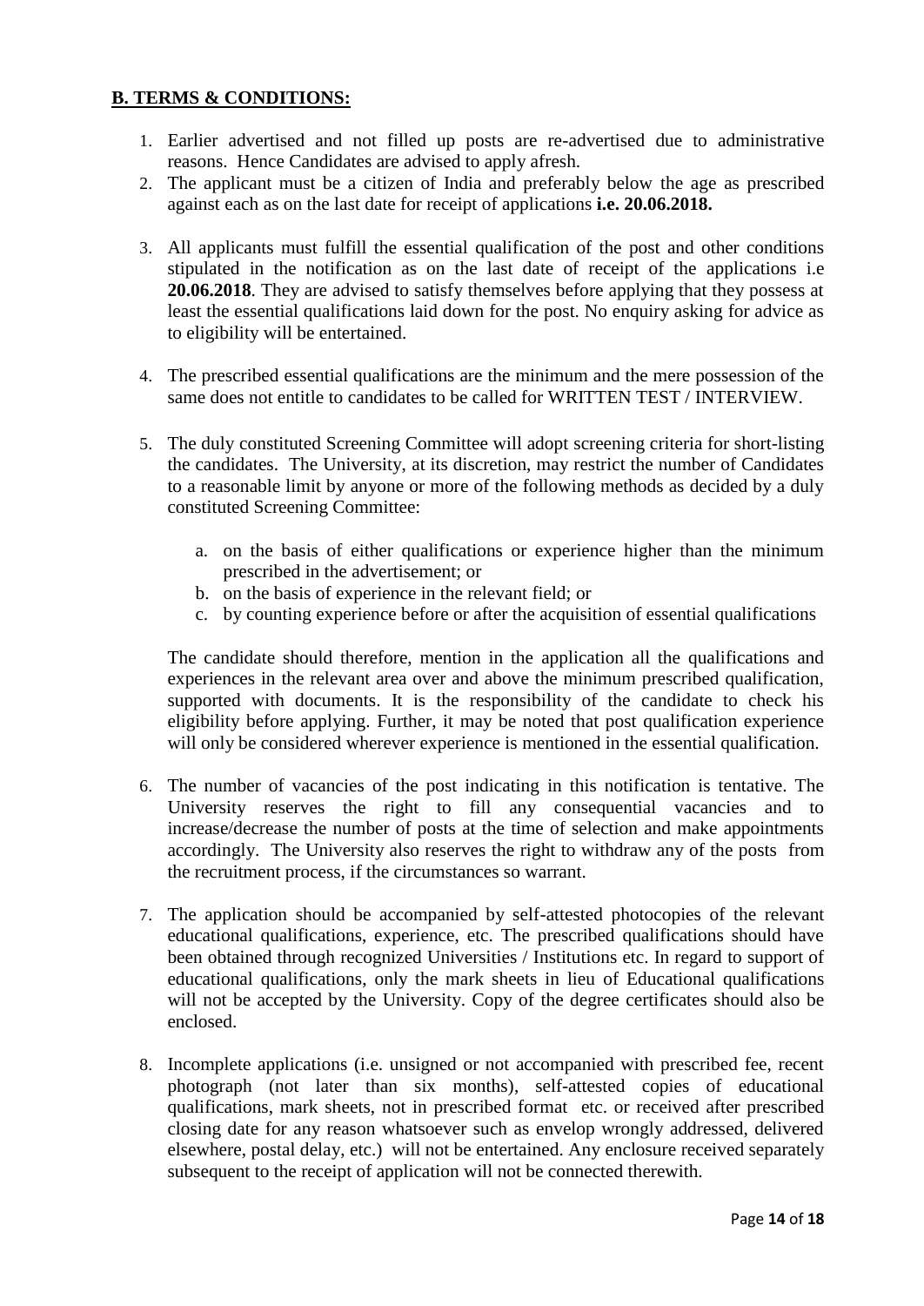**B. TERMS & CONDITIONS:**

1. Earlier advertised and not filled up posts are re-advertised due to administrative reasons. Hence Candidates are advised to apply afresh.
2. The applicant must be a citizen of India and preferably below the age as prescribed against each as on the last date for receipt of applications **i.e. 20.06.2018.**
3. All applicants must fulfill the essential qualification of the post and other conditions stipulated in the notification as on the last date of receipt of the applications i.e **20.06.2018**. They are advised to satisfy themselves before applying that they possess at least the essential qualifications laid down for the post. No enquiry asking for advice as to eligibility will be entertained.
4. The prescribed essential qualifications are the minimum and the mere possession of the same does not entitle to candidates to be called for WRITTEN TEST / INTERVIEW.
5. The duly constituted Screening Committee will adopt screening criteria for short-listing the candidates. The University, at its discretion, may restrict the number of Candidates to a reasonable limit by anyone or more of the following methods as decided by a duly constituted Screening Committee:

    a. on the basis of either qualifications or experience higher than the minimum prescribed in the advertisement; or
    b. on the basis of experience in the relevant field; or
    c. by counting experience before or after the acquisition of essential qualifications

    The candidate should therefore, mention in the application all the qualifications and experiences in the relevant area over and above the minimum prescribed qualification, supported with documents. It is the responsibility of the candidate to check his eligibility before applying. Further, it may be noted that post qualification experience will only be considered wherever experience is mentioned in the essential qualification.

6. The number of vacancies of the post indicating in this notification is tentative. The University reserves the right to fill any consequential vacancies and to increase/decrease the number of posts at the time of selection and make appointments accordingly. The University also reserves the right to withdraw any of the posts from the recruitment process, if the circumstances so warrant.
7. The application should be accompanied by self-attested photocopies of the relevant educational qualifications, experience, etc. The prescribed qualifications should have been obtained through recognized Universities / Institutions etc. In regard to support of educational qualifications, only the mark sheets in lieu of Educational qualifications will not be accepted by the University. Copy of the degree certificates should also be enclosed.
8. Incomplete applications (i.e. unsigned or not accompanied with prescribed fee, recent photograph (not later than six months), self-attested copies of educational qualifications, mark sheets, not in prescribed format etc. or received after prescribed closing date for any reason whatsoever such as envelop wrongly addressed, delivered elsewhere, postal delay, etc.) will not be entertained. Any enclosure received separately subsequent to the receipt of application will not be connected therewith.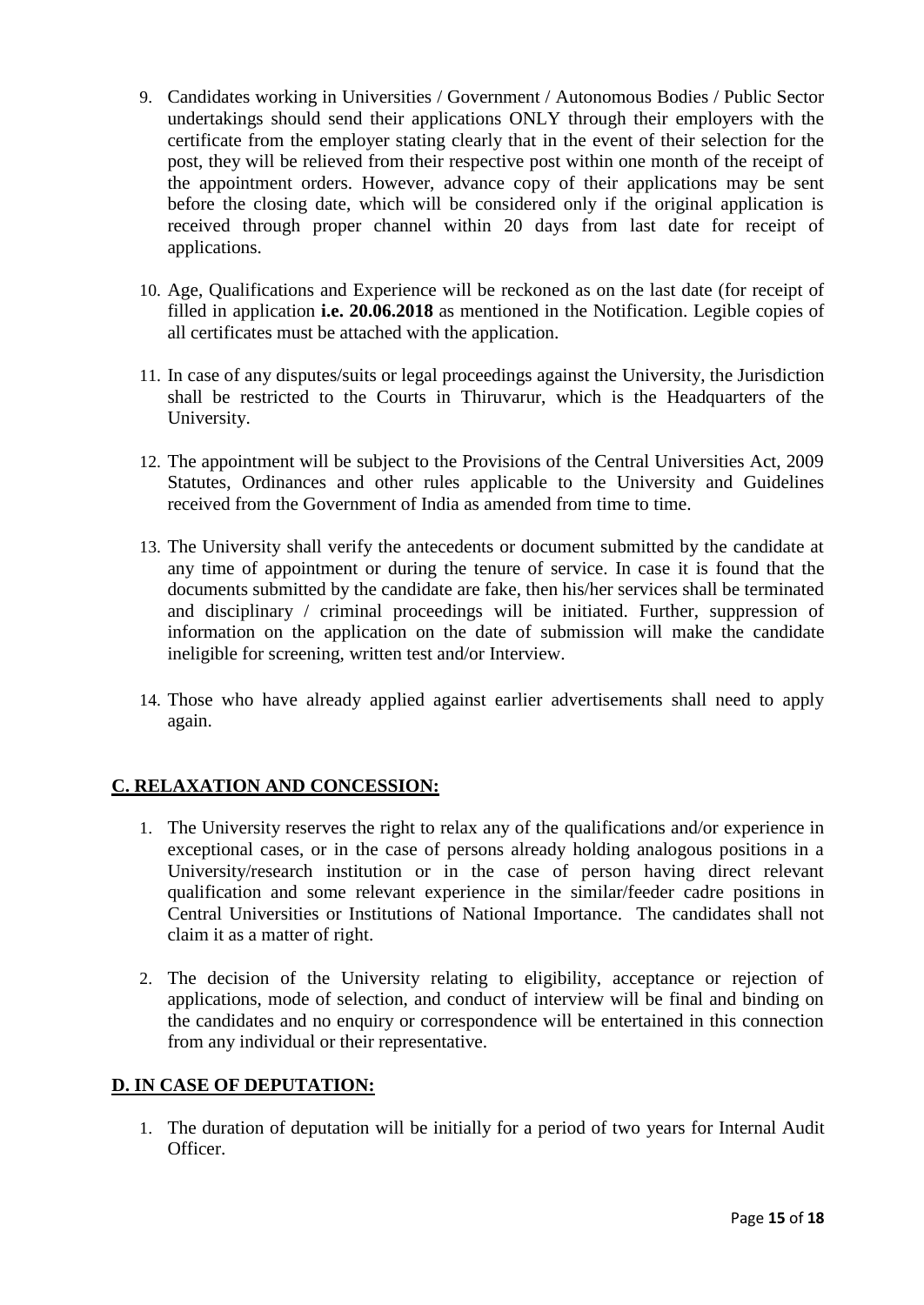9. Candidates working in Universities / Government / Autonomous Bodies / Public Sector undertakings should send their applications ONLY through their employers with the certificate from the employer stating clearly that in the event of their selection for the post, they will be relieved from their respective post within one month of the receipt of the appointment orders. However, advance copy of their applications may be sent before the closing date, which will be considered only if the original application is received through proper channel within 20 days from last date for receipt of applications.

10. Age, Qualifications and Experience will be reckoned as on the last date (for receipt of filled in application **i.e. 20.06.2018** as mentioned in the Notification. Legible copies of all certificates must be attached with the application.

11. In case of any disputes/suits or legal proceedings against the University, the Jurisdiction shall be restricted to the Courts in Thiruvarur, which is the Headquarters of the University.

12. The appointment will be subject to the Provisions of the Central Universities Act, 2009 Statutes, Ordinances and other rules applicable to the University and Guidelines received from the Government of India as amended from time to time.

13. The University shall verify the antecedents or document submitted by the candidate at any time of appointment or during the tenure of service. In case it is found that the documents submitted by the candidate are fake, then his/her services shall be terminated and disciplinary / criminal proceedings will be initiated. Further, suppression of information on the application on the date of submission will make the candidate ineligible for screening, written test and/or Interview.

14. Those who have already applied against earlier advertisements shall need to apply again.

## C. RELAXATION AND CONCESSION:

1. The University reserves the right to relax any of the qualifications and/or experience in exceptional cases, or in the case of persons already holding analogous positions in a University/research institution or in the case of person having direct relevant qualification and some relevant experience in the similar/feeder cadre positions in Central Universities or Institutions of National Importance. The candidates shall not claim it as a matter of right.

2. The decision of the University relating to eligibility, acceptance or rejection of applications, mode of selection, and conduct of interview will be final and binding on the candidates and no enquiry or correspondence will be entertained in this connection from any individual or their representative.

## D. IN CASE OF DEPUTATION:

1. The duration of deputation will be initially for a period of two years for Internal Audit Officer.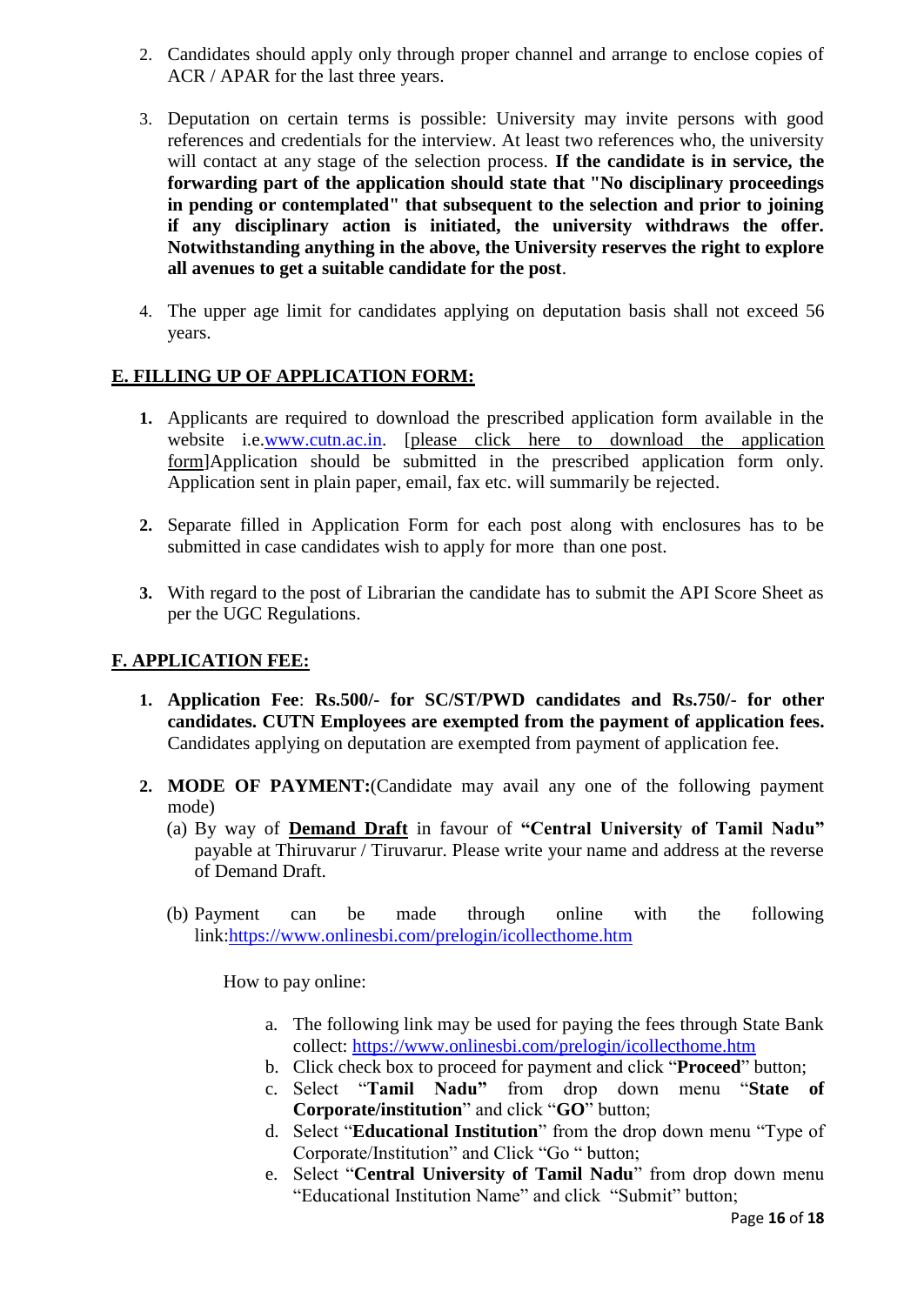2. Candidates should apply only through proper channel and arrange to enclose copies of ACR / APAR for the last three years.

3. Deputation on certain terms is possible: University may invite persons with good references and credentials for the interview. At least two references who, the university will contact at any stage of the selection process. **If the candidate is in service, the forwarding part of the application should state that "No disciplinary proceedings in pending or contemplated" that subsequent to the selection and prior to joining if any disciplinary action is initiated, the university withdraws the offer. Notwithstanding anything in the above, the University reserves the right to explore all avenues to get a suitable candidate for the post**.

4. The upper age limit for candidates applying on deputation basis shall not exceed 56 years.

## E. FILLING UP OF APPLICATION FORM:

1. Applicants are required to download the prescribed application form available in the website i.e.www.cutn.ac.in. [please click here to download the application form]Application should be submitted in the prescribed application form only. Application sent in plain paper, email, fax etc. will summarily be rejected.

2. Separate filled in Application Form for each post along with enclosures has to be submitted in case candidates wish to apply for more than one post.

3. With regard to the post of Librarian the candidate has to submit the API Score Sheet as per the UGC Regulations.

## F. APPLICATION FEE:

1. **Application Fee**: **Rs.500/- for SC/ST/PWD candidates and Rs.750/- for other candidates. CUTN Employees are exempted from the payment of application fees.** Candidates applying on deputation are exempted from payment of application fee.

2. **MODE OF PAYMENT:**(Candidate may avail any one of the following payment mode)

   (a) By way of **Demand Draft** in favour of **"Central University of Tamil Nadu"** payable at Thiruvarur / Tiruvarur. Please write your name and address at the reverse of Demand Draft.

   (b) Payment can be made through online with the following link:https://www.onlinesbi.com/prelogin/icollecthome.htm

   How to pay online:

   a. The following link may be used for paying the fees through State Bank collect: https://www.onlinesbi.com/prelogin/icollecthome.htm
   b. Click check box to proceed for payment and click "**Proceed**" button;
   c. Select "**Tamil Nadu"** from drop down menu "**State of Corporate/institution**" and click "**GO**" button;
   d. Select "**Educational Institution**" from the drop down menu "Type of Corporate/Institution" and Click "Go " button;
   e. Select "**Central University of Tamil Nadu**" from drop down menu "Educational Institution Name" and click "Submit" button;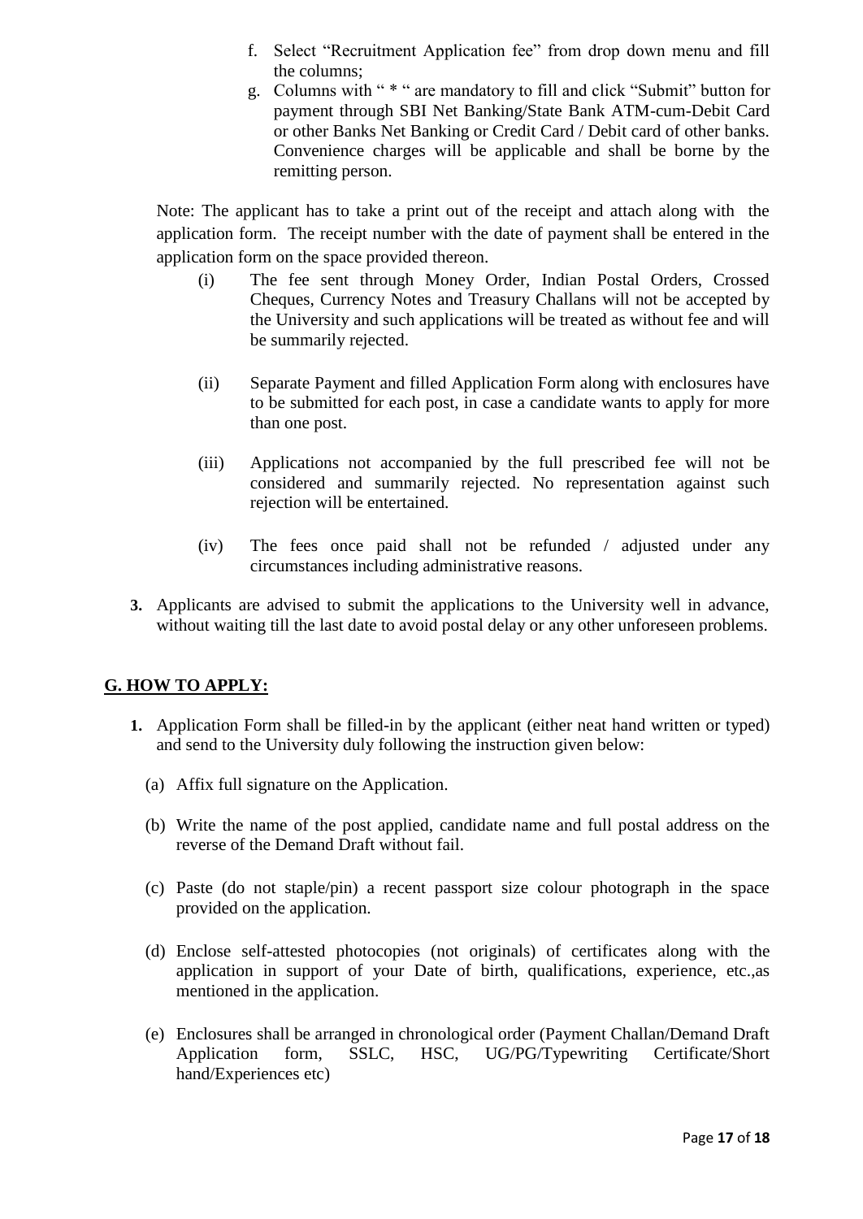f. Select "Recruitment Application fee" from drop down menu and fill the columns;

g. Columns with " * " are mandatory to fill and click "Submit" button for payment through SBI Net Banking/State Bank ATM-cum-Debit Card or other Banks Net Banking or Credit Card / Debit card of other banks. Convenience charges will be applicable and shall be borne by the remitting person.

Note: The applicant has to take a print out of the receipt and attach along with the application form. The receipt number with the date of payment shall be entered in the application form on the space provided thereon.

(i) The fee sent through Money Order, Indian Postal Orders, Crossed Cheques, Currency Notes and Treasury Challans will not be accepted by the University and such applications will be treated as without fee and will be summarily rejected.

(ii) Separate Payment and filled Application Form along with enclosures have to be submitted for each post, in case a candidate wants to apply for more than one post.

(iii) Applications not accompanied by the full prescribed fee will not be considered and summarily rejected. No representation against such rejection will be entertained.

(iv) The fees once paid shall not be refunded / adjusted under any circumstances including administrative reasons.

**3.** Applicants are advised to submit the applications to the University well in advance, without waiting till the last date to avoid postal delay or any other unforeseen problems.

## G. HOW TO APPLY:

**1.** Application Form shall be filled-in by the applicant (either neat hand written or typed) and send to the University duly following the instruction given below:

(a) Affix full signature on the Application.

(b) Write the name of the post applied, candidate name and full postal address on the reverse of the Demand Draft without fail.

(c) Paste (do not staple/pin) a recent passport size colour photograph in the space provided on the application.

(d) Enclose self-attested photocopies (not originals) of certificates along with the application in support of your Date of birth, qualifications, experience, etc.,as mentioned in the application.

(e) Enclosures shall be arranged in chronological order (Payment Challan/Demand Draft Application form, SSLC, HSC, UG/PG/Typewriting Certificate/Short hand/Experiences etc)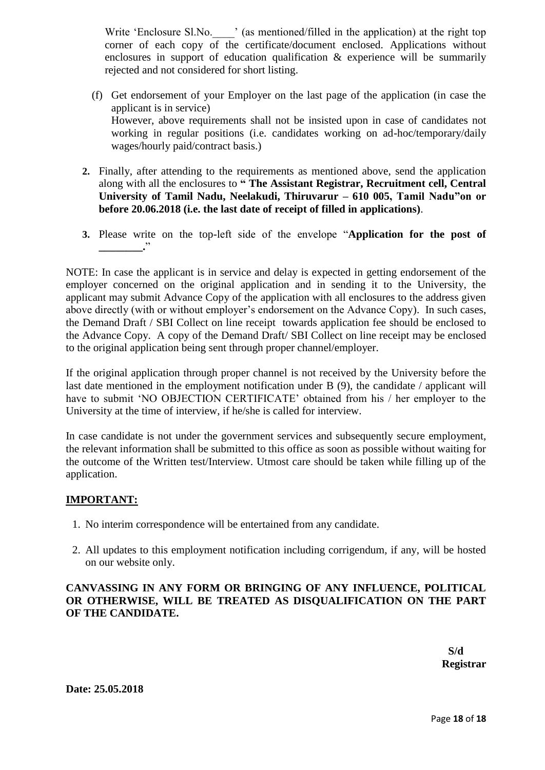Write 'Enclosure Sl.No.____' (as mentioned/filled in the application) at the right top corner of each copy of the certificate/document enclosed. Applications without enclosures in support of education qualification & experience will be summarily rejected and not considered for short listing.

(f) Get endorsement of your Employer on the last page of the application (in case the applicant is in service)
However, above requirements shall not be insisted upon in case of candidates not working in regular positions (i.e. candidates working on ad-hoc/temporary/daily wages/hourly paid/contract basis.)

2. Finally, after attending to the requirements as mentioned above, send the application along with all the enclosures to **" The Assistant Registrar, Recruitment cell, Central University of Tamil Nadu, Neelakudi, Thiruvarur – 610 005, Tamil Nadu"on or before 20.06.2018 (i.e. the last date of receipt of filled in applications)**.

3. Please write on the top-left side of the envelope "**Application for the post of ________.**"

NOTE: In case the applicant is in service and delay is expected in getting endorsement of the employer concerned on the original application and in sending it to the University, the applicant may submit Advance Copy of the application with all enclosures to the address given above directly (with or without employer's endorsement on the Advance Copy). In such cases, the Demand Draft / SBI Collect on line receipt towards application fee should be enclosed to the Advance Copy. A copy of the Demand Draft/ SBI Collect on line receipt may be enclosed to the original application being sent through proper channel/employer.

If the original application through proper channel is not received by the University before the last date mentioned in the employment notification under B (9), the candidate / applicant will have to submit 'NO OBJECTION CERTIFICATE' obtained from his / her employer to the University at the time of interview, if he/she is called for interview.

In case candidate is not under the government services and subsequently secure employment, the relevant information shall be submitted to this office as soon as possible without waiting for the outcome of the Written test/Interview. Utmost care should be taken while filling up of the application.

## IMPORTANT:

1. No interim correspondence will be entertained from any candidate.
2. All updates to this employment notification including corrigendum, if any, will be hosted on our website only.

**CANVASSING IN ANY FORM OR BRINGING OF ANY INFLUENCE, POLITICAL OR OTHERWISE, WILL BE TREATED AS DISQUALIFICATION ON THE PART OF THE CANDIDATE.**

**S/d**
**Registrar**

**Date: 25.05.2018**